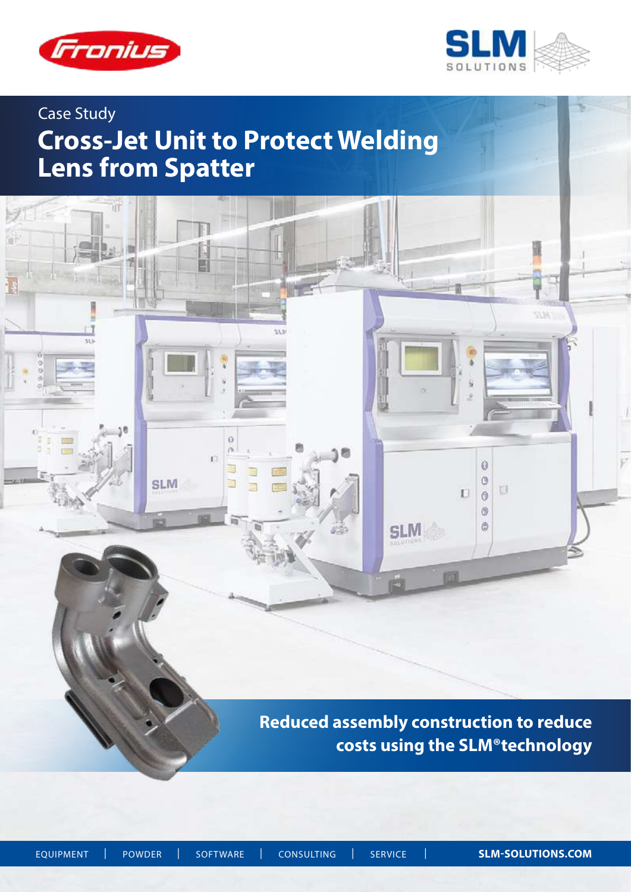Case Study

# Cross-Jet Unit to Protect Welding Lens from Spatter

**Reduced assembly construction to reduce costs using the SLM®technology**

EQUIPMENT | POWDER | SOFTWARE | CONSULTING | SERVICE | **SLM-SOLUTIONS.COM**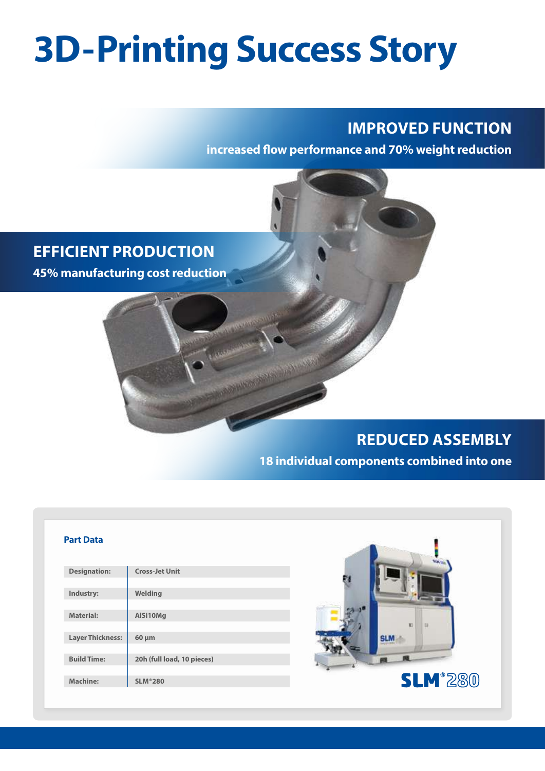# 3D-Printing Success Story

## IMPROVED FUNCTION

**increased flow performance and 70% weight reduction**

## EFFICIENT PRODUCTION

**45% manufacturing cost reduction**

## REDUCED ASSEMBLY

**18 individual components combined into one**

### Part Data

| | |
|---|---|
| Designation: | Cross-Jet Unit |
| Industry: | Welding |
| Material: | AlSi10Mg |
| Layer Thickness: | 60 µm |
| Build Time: | 20h (full load, 10 pieces) |
| Machine: | SLM®280 |

SLM®280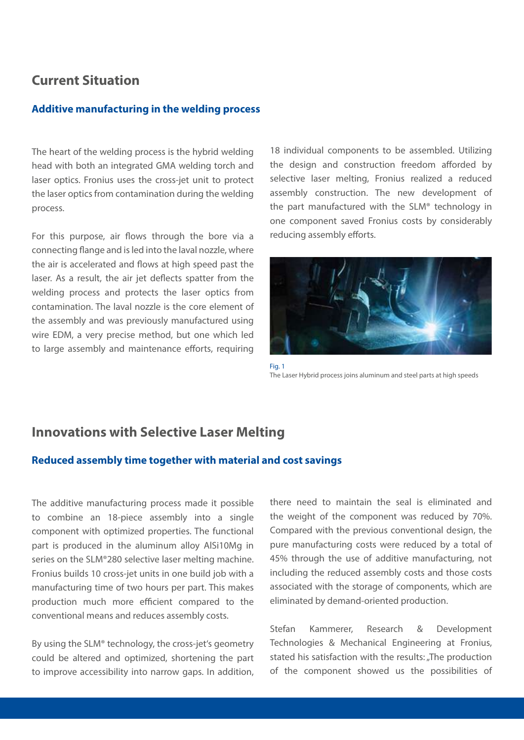## Current Situation

### Additive manufacturing in the welding process

The heart of the welding process is the hybrid welding head with both an integrated GMA welding torch and laser optics. Fronius uses the cross-jet unit to protect the laser optics from contamination during the welding process.

For this purpose, air flows through the bore via a connecting flange and is led into the laval nozzle, where the air is accelerated and flows at high speed past the laser. As a result, the air jet deflects spatter from the welding process and protects the laser optics from contamination. The laval nozzle is the core element of the assembly and was previously manufactured using wire EDM, a very precise method, but one which led to large assembly and maintenance efforts, requiring 18 individual components to be assembled. Utilizing the design and construction freedom afforded by selective laser melting, Fronius realized a reduced assembly construction. The new development of the part manufactured with the SLM® technology in one component saved Fronius costs by considerably reducing assembly efforts.

Fig. 1
The Laser Hybrid process joins aluminum and steel parts at high speeds

## Innovations with Selective Laser Melting

### Reduced assembly time together with material and cost savings

The additive manufacturing process made it possible to combine an 18-piece assembly into a single component with optimized properties. The functional part is produced in the aluminum alloy AlSi10Mg in series on the SLM®280 selective laser melting machine. Fronius builds 10 cross-jet units in one build job with a manufacturing time of two hours per part. This makes production much more efficient compared to the conventional means and reduces assembly costs.

By using the SLM® technology, the cross-jet's geometry could be altered and optimized, shortening the part to improve accessibility into narrow gaps. In addition, there need to maintain the seal is eliminated and the weight of the component was reduced by 70%. Compared with the previous conventional design, the pure manufacturing costs were reduced by a total of 45% through the use of additive manufacturing, not including the reduced assembly costs and those costs associated with the storage of components, which are eliminated by demand-oriented production.

Stefan Kammerer, Research & Development Technologies & Mechanical Engineering at Fronius, stated his satisfaction with the results: „The production of the component showed us the possibilities of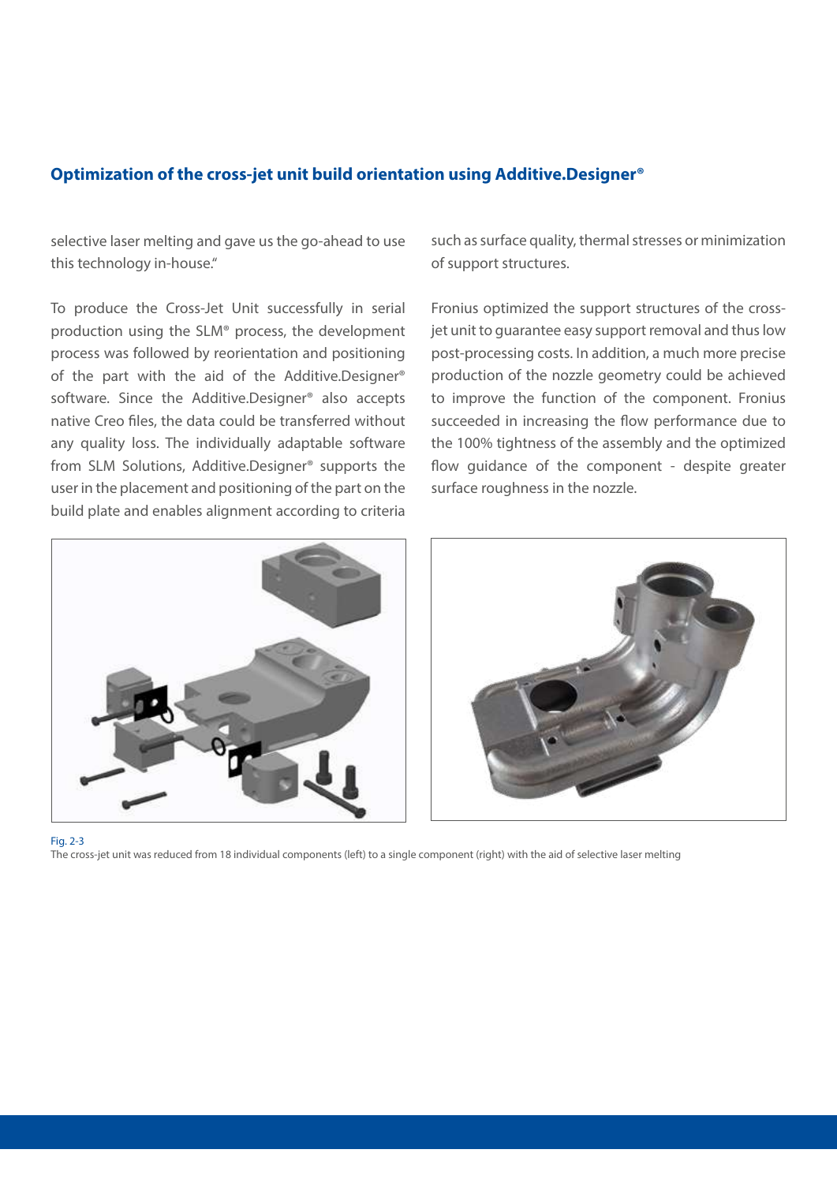## Optimization of the cross-jet unit build orientation using Additive.Designer®

selective laser melting and gave us the go-ahead to use this technology in-house."

To produce the Cross-Jet Unit successfully in serial production using the SLM® process, the development process was followed by reorientation and positioning of the part with the aid of the Additive.Designer® software. Since the Additive.Designer® also accepts native Creo files, the data could be transferred without any quality loss. The individually adaptable software from SLM Solutions, Additive.Designer® supports the user in the placement and positioning of the part on the build plate and enables alignment according to criteria such as surface quality, thermal stresses or minimization of support structures.

Fronius optimized the support structures of the cross-jet unit to guarantee easy support removal and thus low post-processing costs. In addition, a much more precise production of the nozzle geometry could be achieved to improve the function of the component. Fronius succeeded in increasing the flow performance due to the 100% tightness of the assembly and the optimized flow guidance of the component - despite greater surface roughness in the nozzle.

Fig. 2-3
The cross-jet unit was reduced from 18 individual components (left) to a single component (right) with the aid of selective laser melting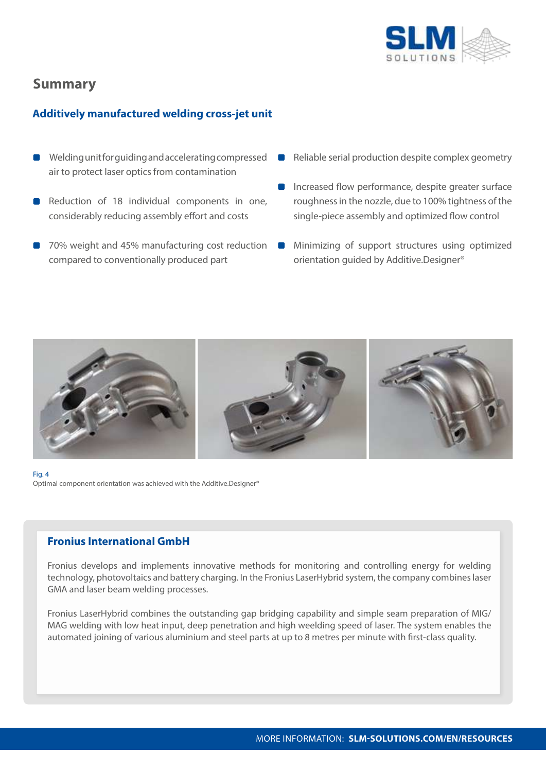## Summary

### Additively manufactured welding cross-jet unit

- Welding unit for guiding and accelerating compressed air to protect laser optics from contamination
- Reduction of 18 individual components in one, considerably reducing assembly effort and costs
- 70% weight and 45% manufacturing cost reduction compared to conventionally produced part
- Reliable serial production despite complex geometry
- Increased flow performance, despite greater surface roughness in the nozzle, due to 100% tightness of the single-piece assembly and optimized flow control
- Minimizing of support structures using optimized orientation guided by Additive.Designer®

Fig. 4
Optimal component orientation was achieved with the Additive.Designer®

### Fronius International GmbH

Fronius develops and implements innovative methods for monitoring and controlling energy for welding technology, photovoltaics and battery charging. In the Fronius LaserHybrid system, the company combines laser GMA and laser beam welding processes.

Fronius LaserHybrid combines the outstanding gap bridging capability and simple seam preparation of MIG/MAG welding with low heat input, deep penetration and high weelding speed of laser. The system enables the automated joining of various aluminium and steel parts at up to 8 metres per minute with first-class quality.

MORE INFORMATION: **SLM-SOLUTIONS.COM/EN/RESOURCES**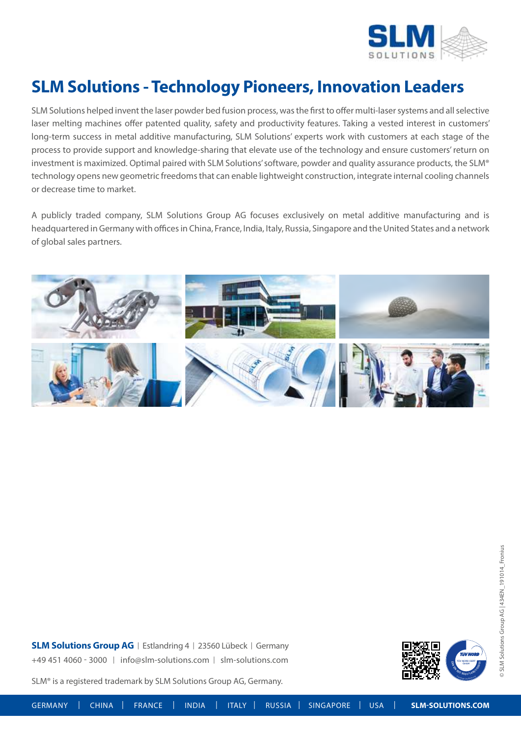# SLM Solutions - Technology Pioneers, Innovation Leaders

SLM Solutions helped invent the laser powder bed fusion process, was the first to offer multi-laser systems and all selective laser melting machines offer patented quality, safety and productivity features. Taking a vested interest in customers' long-term success in metal additive manufacturing, SLM Solutions' experts work with customers at each stage of the process to provide support and knowledge-sharing that elevate use of the technology and ensure customers' return on investment is maximized. Optimal paired with SLM Solutions' software, powder and quality assurance products, the SLM® technology opens new geometric freedoms that can enable lightweight construction, integrate internal cooling channels or decrease time to market.

A publicly traded company, SLM Solutions Group AG focuses exclusively on metal additive manufacturing and is headquartered in Germany with offices in China, France, India, Italy, Russia, Singapore and the United States and a network of global sales partners.

**SLM Solutions Group AG** | Estlandring 4 | 23560 Lübeck | Germany
+49 451 4060 - 3000 | info@slm-solutions.com | slm-solutions.com

SLM® is a registered trademark by SLM Solutions Group AG, Germany.

© SLM Solutions Group AG | 434EN_191014_Fronius

GERMANY | CHINA | FRANCE | INDIA | ITALY | RUSSIA | SINGAPORE | USA | **SLM-SOLUTIONS.COM**